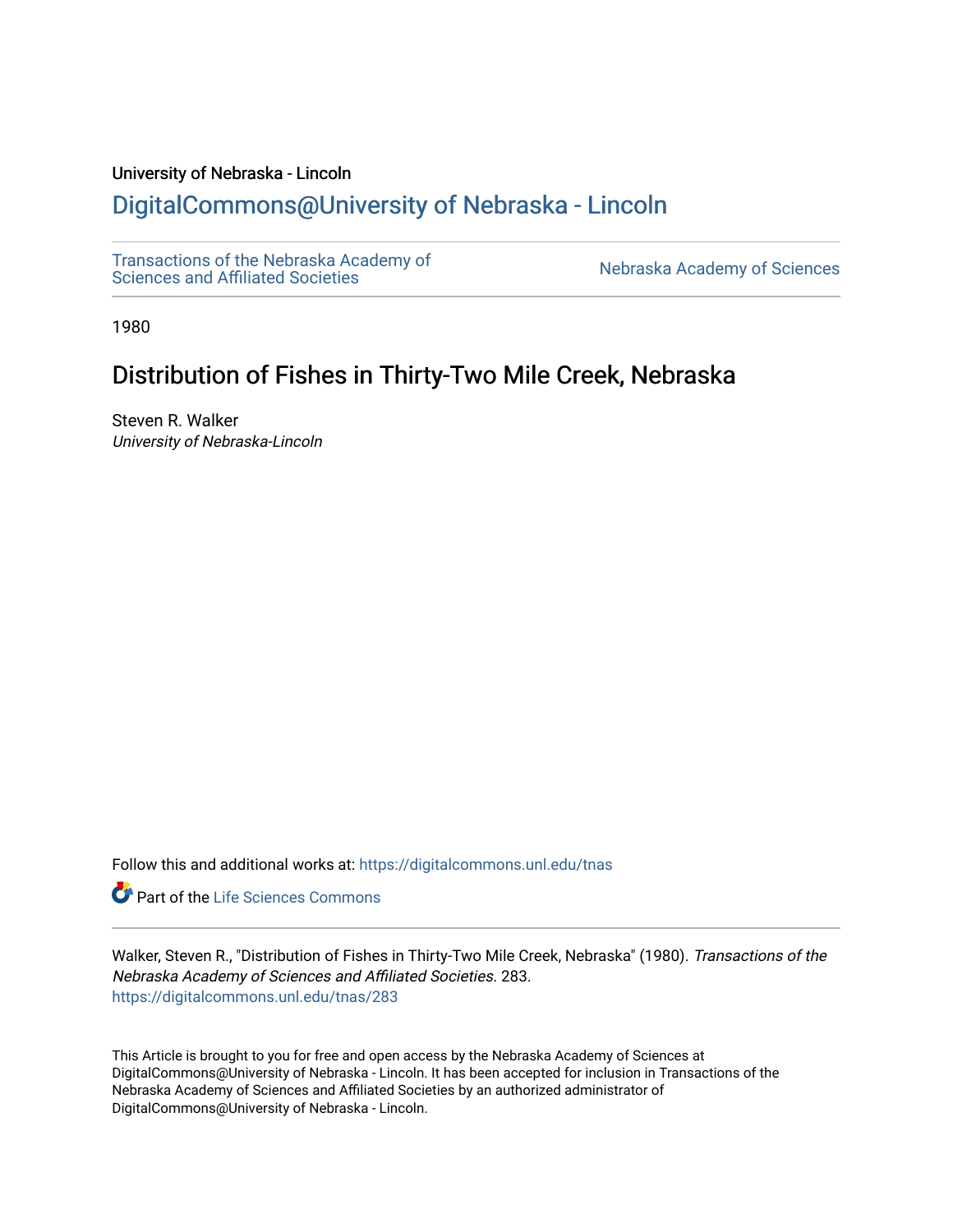University of Nebraska - Lincoln

## DigitalCommons@University of Nebraska - Lincoln

Transactions of the Nebraska Academy of Sciences and Affiliated Societies

Nebraska Academy of Sciences

1980

# Distribution of Fishes in Thirty-Two Mile Creek, Nebraska

Steven R. Walker
*University of Nebraska-Lincoln*

Follow this and additional works at: https://digitalcommons.unl.edu/tnas

Part of the Life Sciences Commons

Walker, Steven R., "Distribution of Fishes in Thirty-Two Mile Creek, Nebraska" (1980). *Transactions of the Nebraska Academy of Sciences and Affiliated Societies*. 283.
https://digitalcommons.unl.edu/tnas/283

This Article is brought to you for free and open access by the Nebraska Academy of Sciences at DigitalCommons@University of Nebraska - Lincoln. It has been accepted for inclusion in Transactions of the Nebraska Academy of Sciences and Affiliated Societies by an authorized administrator of DigitalCommons@University of Nebraska - Lincoln.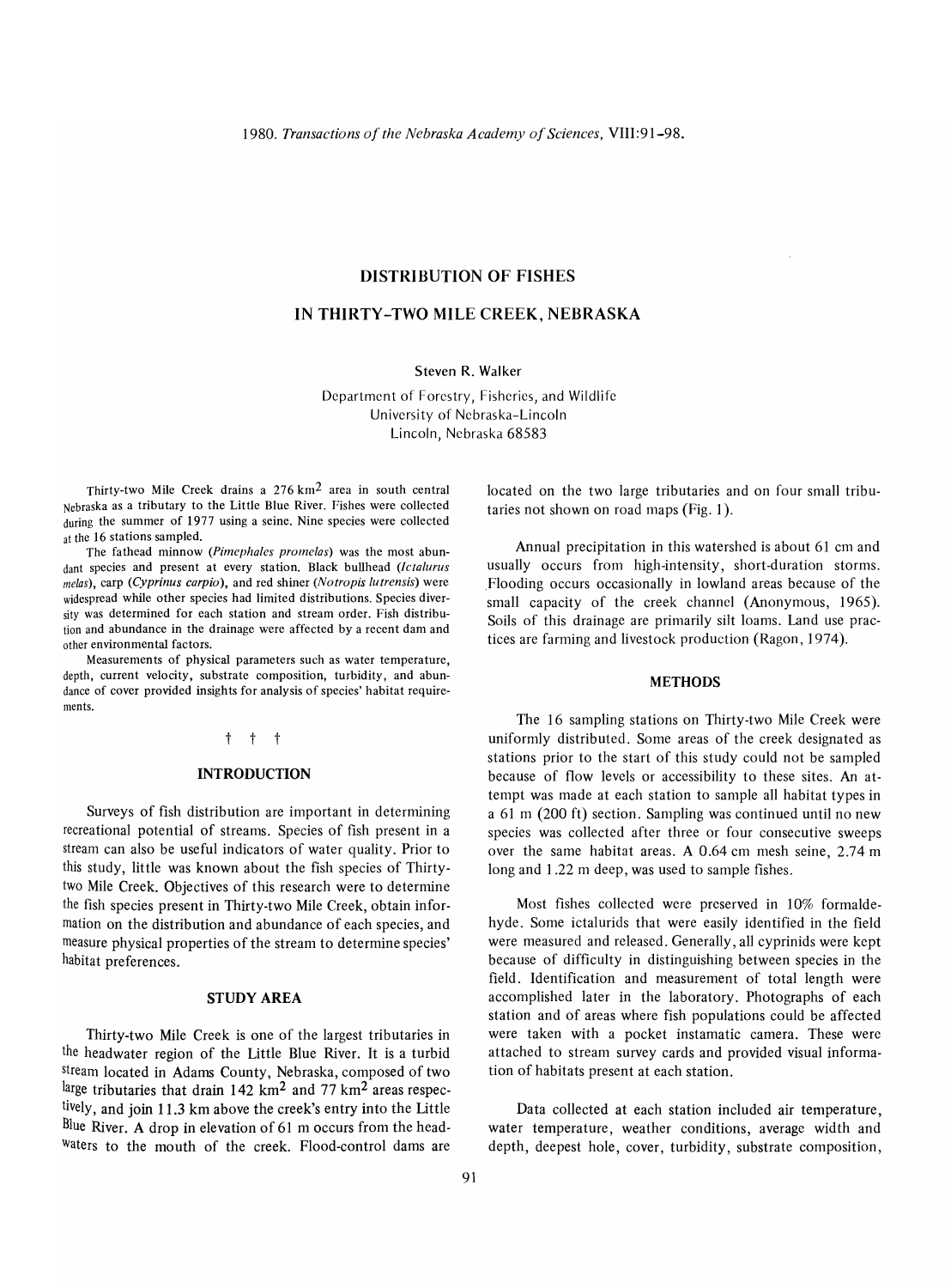# DISTRIBUTION OF FISHES

# IN THIRTY-TWO MILE CREEK, NEBRASKA

Steven R. Walker

Department of Forestry, Fisheries, and Wildlife
University of Nebraska–Lincoln
Lincoln, Nebraska 68583

Thirty-two Mile Creek drains a 276 km$^2$ area in south central Nebraska as a tributary to the Little Blue River. Fishes were collected during the summer of 1977 using a seine. Nine species were collected at the 16 stations sampled.

The fathead minnow (*Pimephales promelas*) was the most abundant species and present at every station. Black bullhead (*Ictalurus melas*), carp (*Cyprinus carpio*), and red shiner (*Notropis lutrensis*) were widespread while other species had limited distributions. Species diversity was determined for each station and stream order. Fish distribution and abundance in the drainage were affected by a recent dam and other environmental factors.

Measurements of physical parameters such as water temperature, depth, current velocity, substrate composition, turbidity, and abundance of cover provided insights for analysis of species' habitat requirements.

† † †

## INTRODUCTION

Surveys of fish distribution are important in determining recreational potential of streams. Species of fish present in a stream can also be useful indicators of water quality. Prior to this study, little was known about the fish species of Thirty-two Mile Creek. Objectives of this research were to determine the fish species present in Thirty-two Mile Creek, obtain information on the distribution and abundance of each species, and measure physical properties of the stream to determine species' habitat preferences.

## STUDY AREA

Thirty-two Mile Creek is one of the largest tributaries in the headwater region of the Little Blue River. It is a turbid stream located in Adams County, Nebraska, composed of two large tributaries that drain 142 km$^2$ and 77 km$^2$ areas respectively, and join 11.3 km above the creek's entry into the Little Blue River. A drop in elevation of 61 m occurs from the headwaters to the mouth of the creek. Flood-control dams are located on the two large tributaries and on four small tributaries not shown on road maps (Fig. 1).

Annual precipitation in this watershed is about 61 cm and usually occurs from high-intensity, short-duration storms. Flooding occurs occasionally in lowland areas because of the small capacity of the creek channel (Anonymous, 1965). Soils of this drainage are primarily silt loams. Land use practices are farming and livestock production (Ragon, 1974).

## METHODS

The 16 sampling stations on Thirty-two Mile Creek were uniformly distributed. Some areas of the creek designated as stations prior to the start of this study could not be sampled because of flow levels or accessibility to these sites. An attempt was made at each station to sample all habitat types in a 61 m (200 ft) section. Sampling was continued until no new species was collected after three or four consecutive sweeps over the same habitat areas. A 0.64 cm mesh seine, 2.74 m long and 1.22 m deep, was used to sample fishes.

Most fishes collected were preserved in 10% formaldehyde. Some ictalurids that were easily identified in the field were measured and released. Generally, all cyprinids were kept because of difficulty in distinguishing between species in the field. Identification and measurement of total length were accomplished later in the laboratory. Photographs of each station and of areas where fish populations could be affected were taken with a pocket instamatic camera. These were attached to stream survey cards and provided visual information of habitats present at each station.

Data collected at each station included air temperature, water temperature, weather conditions, average width and depth, deepest hole, cover, turbidity, substrate composition,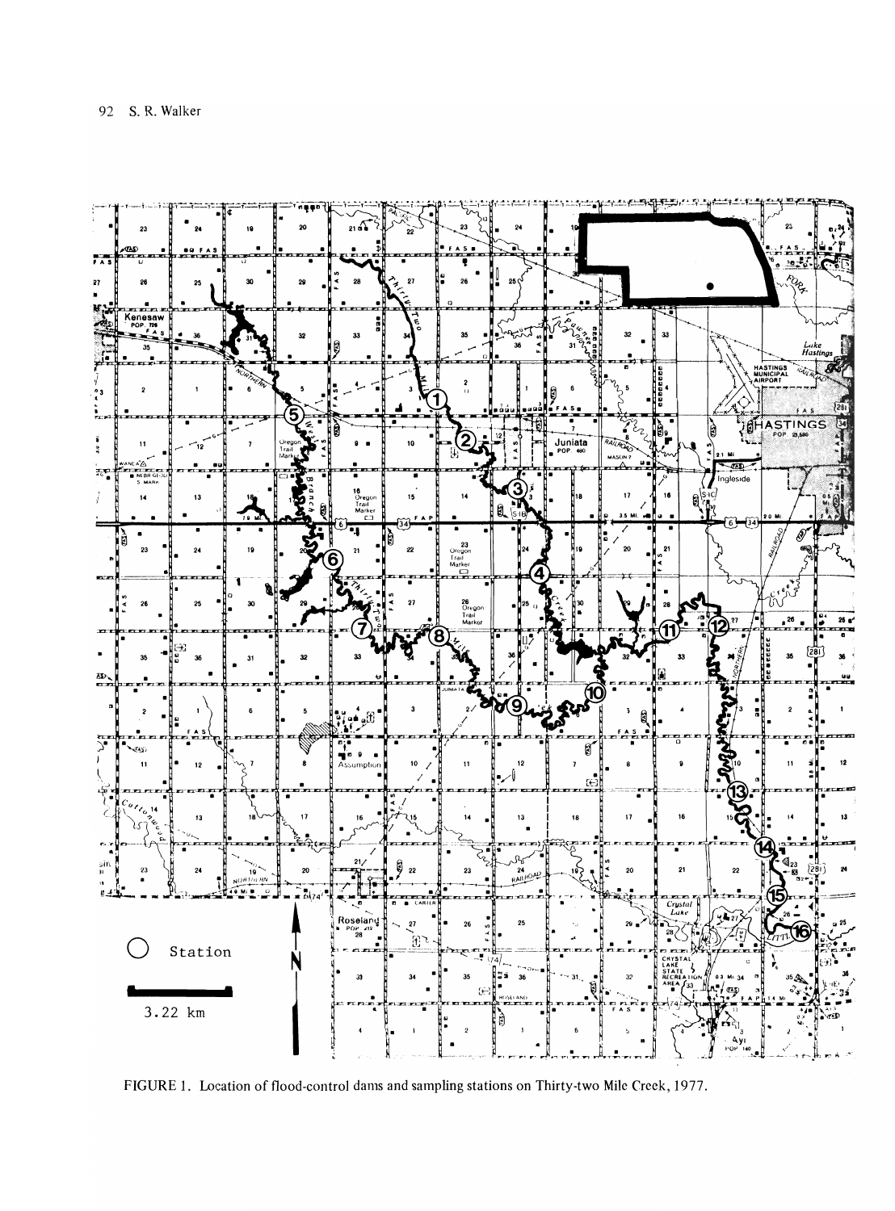FIGURE 1. Location of flood-control dams and sampling stations on Thirty-two Mile Creek, 1977.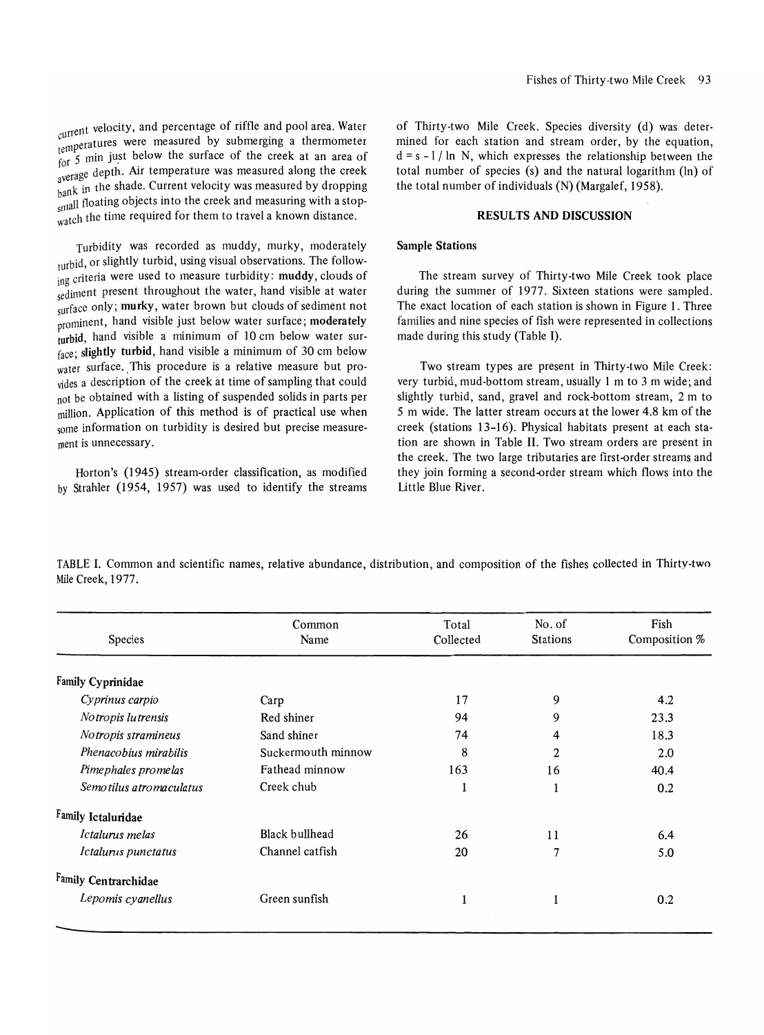current velocity, and percentage of riffle and pool area. Water temperatures were measured by submerging a thermometer for 5 min just below the surface of the creek at an area of average depth. Air temperature was measured along the creek bank in the shade. Current velocity was measured by dropping small floating objects into the creek and measuring with a stopwatch the time required for them to travel a known distance.

Turbidity was recorded as muddy, murky, moderately turbid, or slightly turbid, using visual observations. The following criteria were used to measure turbidity: **muddy**, clouds of sediment present throughout the water, hand visible at water surface only; **murky**, water brown but clouds of sediment not prominent, hand visible just below water surface; **moderately turbid**, hand visible a minimum of 10 cm below water surface; **slightly turbid**, hand visible a minimum of 30 cm below water surface. This procedure is a relative measure but provides a description of the creek at time of sampling that could not be obtained with a listing of suspended solids in parts per million. Application of this method is of practical use when some information on turbidity is desired but precise measurement is unnecessary.

Horton's (1945) stream-order classification, as modified by Strahler (1954, 1957) was used to identify the streams of Thirty-two Mile Creek. Species diversity (d) was determined for each station and stream order, by the equation, $d = s - 1 / \ln N$, which expresses the relationship between the total number of species (s) and the natural logarithm (ln) of the total number of individuals (N) (Margalef, 1958).

## RESULTS AND DISCUSSION

### Sample Stations

The stream survey of Thirty-two Mile Creek took place during the summer of 1977. Sixteen stations were sampled. The exact location of each station is shown in Figure 1. Three families and nine species of fish were represented in collections made during this study (Table I).

Two stream types are present in Thirty-two Mile Creek: very turbid, mud-bottom stream, usually 1 m to 3 m wide; and slightly turbid, sand, gravel and rock-bottom stream, 2 m to 5 m wide. The latter stream occurs at the lower 4.8 km of the creek (stations 13-16). Physical habitats present at each station are shown in Table II. Two stream orders are present in the creek. The two large tributaries are first-order streams and they join forming a second-order stream which flows into the Little Blue River.

TABLE I. Common and scientific names, relative abundance, distribution, and composition of the fishes collected in Thirty-two Mile Creek, 1977.

| Species | Common Name | Total Collected | No. of Stations | Fish Composition % |
|---|---|---|---|---|
| **Family Cyprinidae** | | | | |
| *Cyprinus carpio* | Carp | 17 | 9 | 4.2 |
| *Notropis lutrensis* | Red shiner | 94 | 9 | 23.3 |
| *Notropis stramineus* | Sand shiner | 74 | 4 | 18.3 |
| *Phenacobius mirabilis* | Suckermouth minnow | 8 | 2 | 2.0 |
| *Pimephales promelas* | Fathead minnow | 163 | 16 | 40.4 |
| *Semotilus atromaculatus* | Creek chub | 1 | 1 | 0.2 |
| **Family Ictaluridae** | | | | |
| *Ictalurus melas* | Black bullhead | 26 | 11 | 6.4 |
| *Ictalurus punctatus* | Channel catfish | 20 | 7 | 5.0 |
| **Family Centrarchidae** | | | | |
| *Lepomis cyanellus* | Green sunfish | 1 | 1 | 0.2 |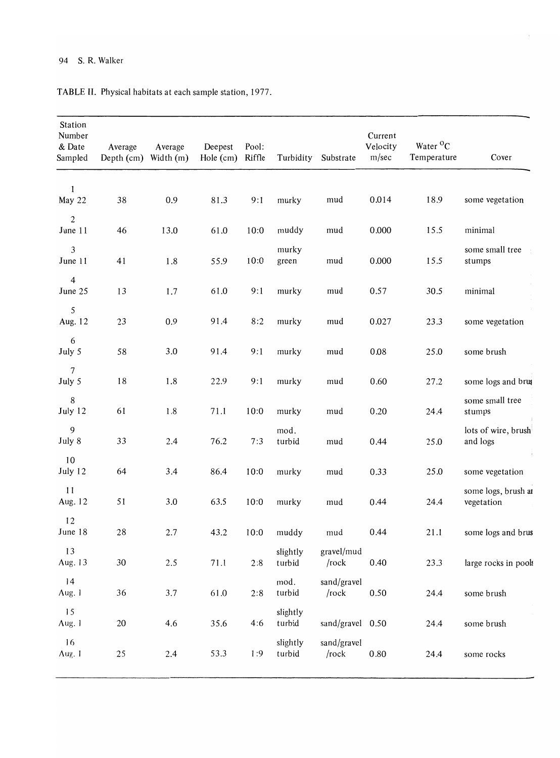TABLE II. Physical habitats at each sample station, 1977.

| Station Number & Date Sampled | Average Depth (cm) | Average Width (m) | Deepest Hole (cm) | Pool: Riffle | Turbidity | Substrate | Current Velocity m/sec | Water °C Temperature | Cover |
|---|---|---|---|---|---|---|---|---|---|
| 1 May 22 | 38 | 0.9 | 81.3 | 9:1 | murky | mud | 0.014 | 18.9 | some vegetation |
| 2 June 11 | 46 | 13.0 | 61.0 | 10:0 | muddy | mud | 0.000 | 15.5 | minimal |
| 3 June 11 | 41 | 1.8 | 55.9 | 10:0 | murky green | mud | 0.000 | 15.5 | some small tree stumps |
| 4 June 25 | 13 | 1.7 | 61.0 | 9:1 | murky | mud | 0.57 | 30.5 | minimal |
| 5 Aug. 12 | 23 | 0.9 | 91.4 | 8:2 | murky | mud | 0.027 | 23.3 | some vegetation |
| 6 July 5 | 58 | 3.0 | 91.4 | 9:1 | murky | mud | 0.08 | 25.0 | some brush |
| 7 July 5 | 18 | 1.8 | 22.9 | 9:1 | murky | mud | 0.60 | 27.2 | some logs and brus |
| 8 July 12 | 61 | 1.8 | 71.1 | 10:0 | murky | mud | 0.20 | 24.4 | some small tree stumps |
| 9 July 8 | 33 | 2.4 | 76.2 | 7:3 | mod. turbid | mud | 0.44 | 25.0 | lots of wire, brush and logs |
| 10 July 12 | 64 | 3.4 | 86.4 | 10:0 | murky | mud | 0.33 | 25.0 | some vegetation |
| 11 Aug. 12 | 51 | 3.0 | 63.5 | 10:0 | murky | mud | 0.44 | 24.4 | some logs, brush an vegetation |
| 12 June 18 | 28 | 2.7 | 43.2 | 10:0 | muddy | mud | 0.44 | 21.1 | some logs and brus |
| 13 Aug. 13 | 30 | 2.5 | 71.1 | 2:8 | slightly turbid | gravel/mud /rock | 0.40 | 23.3 | large rocks in pools |
| 14 Aug. 1 | 36 | 3.7 | 61.0 | 2:8 | mod. turbid | sand/gravel /rock | 0.50 | 24.4 | some brush |
| 15 Aug. 1 | 20 | 4.6 | 35.6 | 4:6 | slightly turbid | sand/gravel | 0.50 | 24.4 | some brush |
| 16 Aug. 1 | 25 | 2.4 | 53.3 | 1:9 | slightly turbid | sand/gravel /rock | 0.80 | 24.4 | some rocks |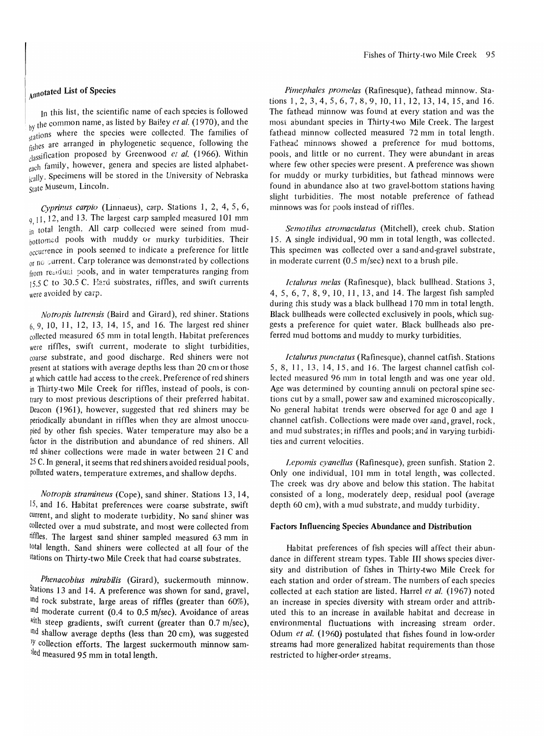## Annotated List of Species

In this list, the scientific name of each species is followed by the common name, as listed by Bailey *et al.* (1970), and the stations where the species were collected. The families of fishes are arranged in phylogenetic sequence, following the classification proposed by Greenwood *et al.* (1966). Within each family, however, genera and species are listed alphabetically. Specimens will be stored in the University of Nebraska State Museum, Lincoln.

*Cyprinus carpio* (Linnaeus), carp. Stations 1, 2, 4, 5, 6, 9, 11, 12, and 13. The largest carp sampled measured 101 mm in total length. All carp collected were seined from mud-bottomed pools with muddy or murky turbidities. Their occurrence in pools seemed to indicate a preference for little or no current. Carp tolerance was demonstrated by collections from residual pools, and in water temperatures ranging from 15.5 C to 30.5 C. Hard substrates, riffles, and swift currents were avoided by carp.

*Notropis lutrensis* (Baird and Girard), red shiner. Stations 6, 9, 10, 11, 12, 13, 14, 15, and 16. The largest red shiner collected measured 65 mm in total length. Habitat preferences were riffles, swift current, moderate to slight turbidities, coarse substrate, and good discharge. Red shiners were not present at stations with average depths less than 20 cm or those at which cattle had access to the creek. Preference of red shiners in Thirty-two Mile Creek for riffles, instead of pools, is contrary to most previous descriptions of their preferred habitat. Deacon (1961), however, suggested that red shiners may be periodically abundant in riffles when they are almost unoccupied by other fish species. Water temperature may also be a factor in the distribution and abundance of red shiners. All red shiner collections were made in water between 21 C and 25 C. In general, it seems that red shiners avoided residual pools, polluted waters, temperature extremes, and shallow depths.

*Notropis stramineus* (Cope), sand shiner. Stations 13, 14, 15, and 16. Habitat preferences were coarse substrate, swift current, and slight to moderate turbidity. No sand shiner was collected over a mud substrate, and most were collected from riffles. The largest sand shiner sampled measured 63 mm in total length. Sand shiners were collected at all four of the stations on Thirty-two Mile Creek that had coarse substrates.

*Phenacobius mirabilis* (Girard), suckermouth minnow. Stations 13 and 14. A preference was shown for sand, gravel, and rock substrate, large areas of riffles (greater than 60%), and moderate current (0.4 to 0.5 m/sec). Avoidance of areas with steep gradients, swift current (greater than 0.7 m/sec), and shallow average depths (less than 20 cm), was suggested by collection efforts. The largest suckermouth minnow sampled measured 95 mm in total length.

*Pimephales promelas* (Rafinesque), fathead minnow. Stations 1, 2, 3, 4, 5, 6, 7, 8, 9, 10, 11, 12, 13, 14, 15, and 16. The fathead minnow was found at every station and was the most abundant species in Thirty-two Mile Creek. The largest fathead minnow collected measured 72 mm in total length. Fathead minnows showed a preference for mud bottoms, pools, and little or no current. They were abundant in areas where few other species were present. A preference was shown for muddy or murky turbidities, but fathead minnows were found in abundance also at two gravel-bottom stations having slight turbidities. The most notable preference of fathead minnows was for pools instead of riffles.

*Semotilus atromaculatus* (Mitchell), creek chub. Station 15. A single individual, 90 mm in total length, was collected. This specimen was collected over a sand-and-gravel substrate, in moderate current (0.5 m/sec) next to a brush pile.

*Ictalurus melas* (Rafinesque), black bullhead. Stations 3, 4, 5, 6, 7, 8, 9, 10, 11, 13, and 14. The largest fish sampled during this study was a black bullhead 170 mm in total length. Black bullheads were collected exclusively in pools, which suggests a preference for quiet water. Black bullheads also preferred mud bottoms and muddy to murky turbidities.

*Ictalurus punctatus* (Rafinesque), channel catfish. Stations 5, 8, 11, 13, 14, 15, and 16. The largest channel catfish collected measured 96 mm in total length and was one year old. Age was determined by counting annuli on pectoral spine sections cut by a small, power saw and examined microscopically. No general habitat trends were observed for age 0 and age 1 channel catfish. Collections were made over sand, gravel, rock, and mud substrates; in riffles and pools; and in varying turbidities and current velocities.

*Lepomis cyanellus* (Rafinesque), green sunfish. Station 2. Only one individual, 101 mm in total length, was collected. The creek was dry above and below this station. The habitat consisted of a long, moderately deep, residual pool (average depth 60 cm), with a mud substrate, and muddy turbidity.

## Factors Influencing Species Abundance and Distribution

Habitat preferences of fish species will affect their abundance in different stream types. Table III shows species diversity and distribution of fishes in Thirty-two Mile Creek for each station and order of stream. The numbers of each species collected at each station are listed. Harrel *et al.* (1967) noted an increase in species diversity with stream order and attributed this to an increase in available habitat and decrease in environmental fluctuations with increasing stream order. Odum *et al.* (1960) postulated that fishes found in low-order streams had more generalized habitat requirements than those restricted to higher-order streams.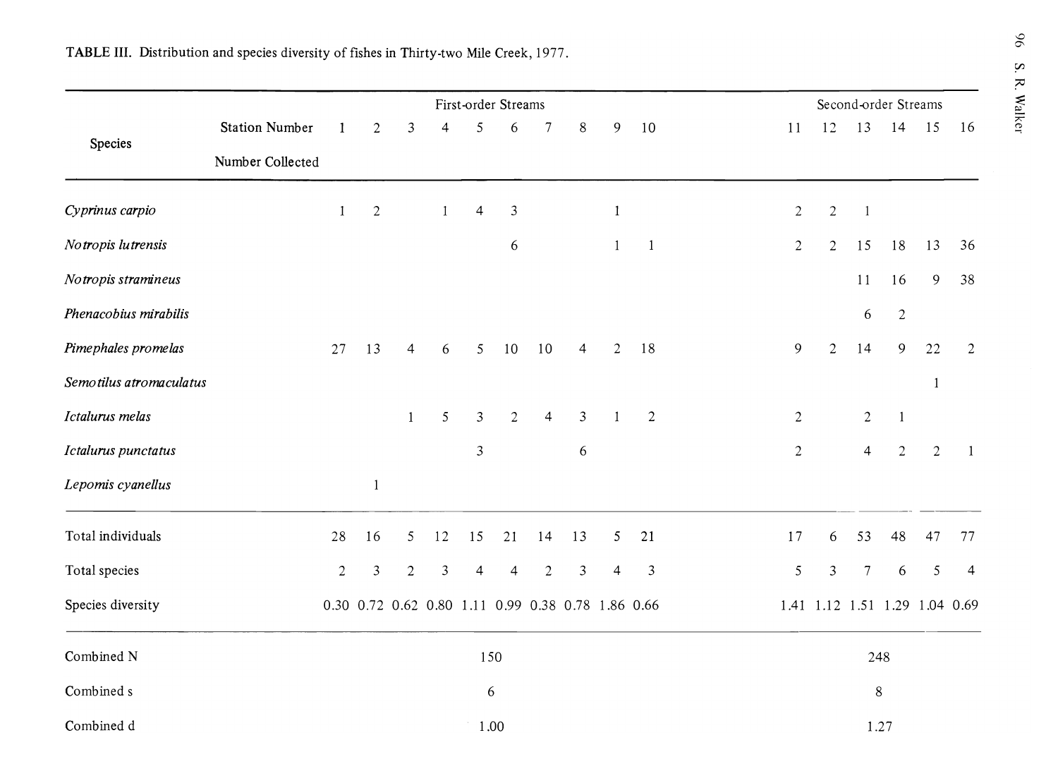TABLE III. Distribution and species diversity of fishes in Thirty-two Mile Creek, 1977.

| Species | | First-order Streams | | | | | | | | | | Second-order Streams | | | | | |
|---|---|---|---|---|---|---|---|---|---|---|---|---|---|---|---|---|---|
| | Station Number | 1 | 2 | 3 | 4 | 5 | 6 | 7 | 8 | 9 | 10 | 11 | 12 | 13 | 14 | 15 | 16 |
| | Number Collected | | | | | | | | | | | | | | | | |
| *Cyprinus carpio* | | 1 | 2 | | 1 | 4 | 3 | | | 1 | | 2 | 2 | 1 | | | |
| *Notropis lutrensis* | | | | | | | 6 | | | 1 | 1 | 2 | 2 | 15 | 18 | 13 | 36 |
| *Notropis stramineus* | | | | | | | | | | | | | | 11 | 16 | 9 | 38 |
| *Phenacobius mirabilis* | | | | | | | | | | | | | | 6 | 2 | | |
| *Pimephales promelas* | | 27 | 13 | 4 | 6 | 5 | 10 | 10 | 4 | 2 | 18 | 9 | 2 | 14 | 9 | 22 | 2 |
| *Semotilus atromaculatus* | | | | | | | | | | | | | | | | 1 | |
| *Ictalurus melas* | | | | 1 | 5 | 3 | 2 | 4 | 3 | 1 | 2 | 2 | | 2 | 1 | | |
| *Ictalurus punctatus* | | | | | | 3 | | | 6 | | | 2 | | 4 | 2 | 2 | 1 |
| *Lepomis cyanellus* | | | 1 | | | | | | | | | | | | | | |
| Total individuals | | 28 | 16 | 5 | 12 | 15 | 21 | 14 | 13 | 5 | 21 | 17 | 6 | 53 | 48 | 47 | 77 |
| Total species | | 2 | 3 | 2 | 3 | 4 | 4 | 2 | 3 | 4 | 3 | 5 | 3 | 7 | 6 | 5 | 4 |
| Species diversity | | 0.30 | 0.72 | 0.62 | 0.80 | 1.11 | 0.99 | 0.38 | 0.78 | 1.86 | 0.66 | 1.41 | 1.12 | 1.51 | 1.29 | 1.04 | 0.69 |
| Combined N | | 150 | | | | | | | | | | 248 | | | | | |
| Combined s | | 6 | | | | | | | | | | 8 | | | | | |
| Combined d | | 1.00 | | | | | | | | | | 1.27 | | | | | |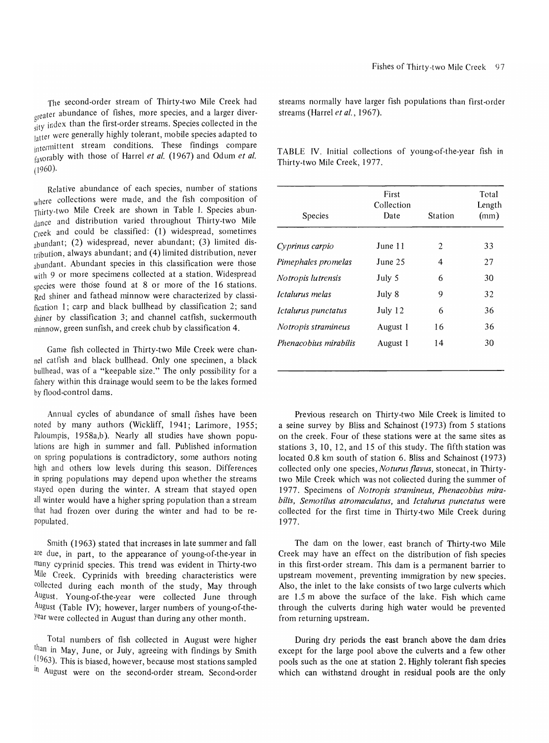The second-order stream of Thirty-two Mile Creek had greater abundance of fishes, more species, and a larger diversity index than the first-order streams. Species collected in the latter were generally highly tolerant, mobile species adapted to intermittent stream conditions. These findings compare favorably with those of Harrel *et al.* (1967) and Odum *et al.* (1960).

Relative abundance of each species, number of stations where collections were made, and the fish composition of Thirty-two Mile Creek are shown in Table I. Species abundance and distribution varied throughout Thirty-two Mile Creek and could be classified: (1) widespread, sometimes abundant; (2) widespread, never abundant; (3) limited distribution, always abundant; and (4) limited distribution, never abundant. Abundant species in this classification were those with 9 or more specimens collected at a station. Widespread species were those found at 8 or more of the 16 stations. Red shiner and fathead minnow were characterized by classification 1; carp and black bullhead by classification 2; sand shiner by classification 3; and channel catfish, suckermouth minnow, green sunfish, and creek chub by classification 4.

Game fish collected in Thirty-two Mile Creek were channel catfish and black bullhead. Only one specimen, a black bullhead, was of a "keepable size." The only possibility for a fishery within this drainage would seem to be the lakes formed by flood-control dams.

Annual cycles of abundance of small fishes have been noted by many authors (Wickliff, 1941; Larimore, 1955; Paloumpis, 1958a,b). Nearly all studies have shown populations are high in summer and fall. Published information on spring populations is contradictory, some authors noting high and others low levels during this season. Differences in spring populations may depend upon whether the streams stayed open during the winter. A stream that stayed open all winter would have a higher spring population than a stream that had frozen over during the winter and had to be repopulated.

Smith (1963) stated that increases in late summer and fall are due, in part, to the appearance of young-of-the-year in many cyprinid species. This trend was evident in Thirty-two Mile Creek. Cyprinids with breeding characteristics were collected during each month of the study, May through August. Young-of-the-year were collected June through August (Table IV); however, larger numbers of young-of-the-year were collected in August than during any other month.

Total numbers of fish collected in August were higher than in May, June, or July, agreeing with findings by Smith (1963). This is biased, however, because most stations sampled in August were on the second-order stream. Second-order streams normally have larger fish populations than first-order streams (Harrel *et al.*, 1967).

TABLE IV. Initial collections of young-of-the-year fish in Thirty-two Mile Creek, 1977.

| Species | First Collection Date | Station | Total Length (mm) |
|---|---|---|---|
| *Cyprinus carpio* | June 11 | 2 | 33 |
| *Pimephales promelas* | June 25 | 4 | 27 |
| *Notropis lutrensis* | July 5 | 6 | 30 |
| *Ictalurus melas* | July 8 | 9 | 32 |
| *Ictalurus punctatus* | July 12 | 6 | 36 |
| *Notropis stramineus* | August 1 | 16 | 36 |
| *Phenacobius mirabilis* | August 1 | 14 | 30 |

Previous research on Thirty-two Mile Creek is limited to a seine survey by Bliss and Schainost (1973) from 5 stations on the creek. Four of these stations were at the same sites as stations 3, 10, 12, and 15 of this study. The fifth station was located 0.8 km south of station 6. Bliss and Schainost (1973) collected only one species, *Noturus flavus*, stonecat, in Thirty-two Mile Creek which was not collected during the summer of 1977. Specimens of *Notropis stramineus, Phenacobius mirabilis, Semotilus atromaculatus,* and *Ictalurus punctatus* were collected for the first time in Thirty-two Mile Creek during 1977.

The dam on the lower, east branch of Thirty-two Mile Creek may have an effect on the distribution of fish species in this first-order stream. This dam is a permanent barrier to upstream movement, preventing immigration by new species. Also, the inlet to the lake consists of two large culverts which are 1.5 m above the surface of the lake. Fish which came through the culverts during high water would be prevented from returning upstream.

During dry periods the east branch above the dam dries except for the large pool above the culverts and a few other pools such as the one at station 2. Highly tolerant fish species which can withstand drought in residual pools are the only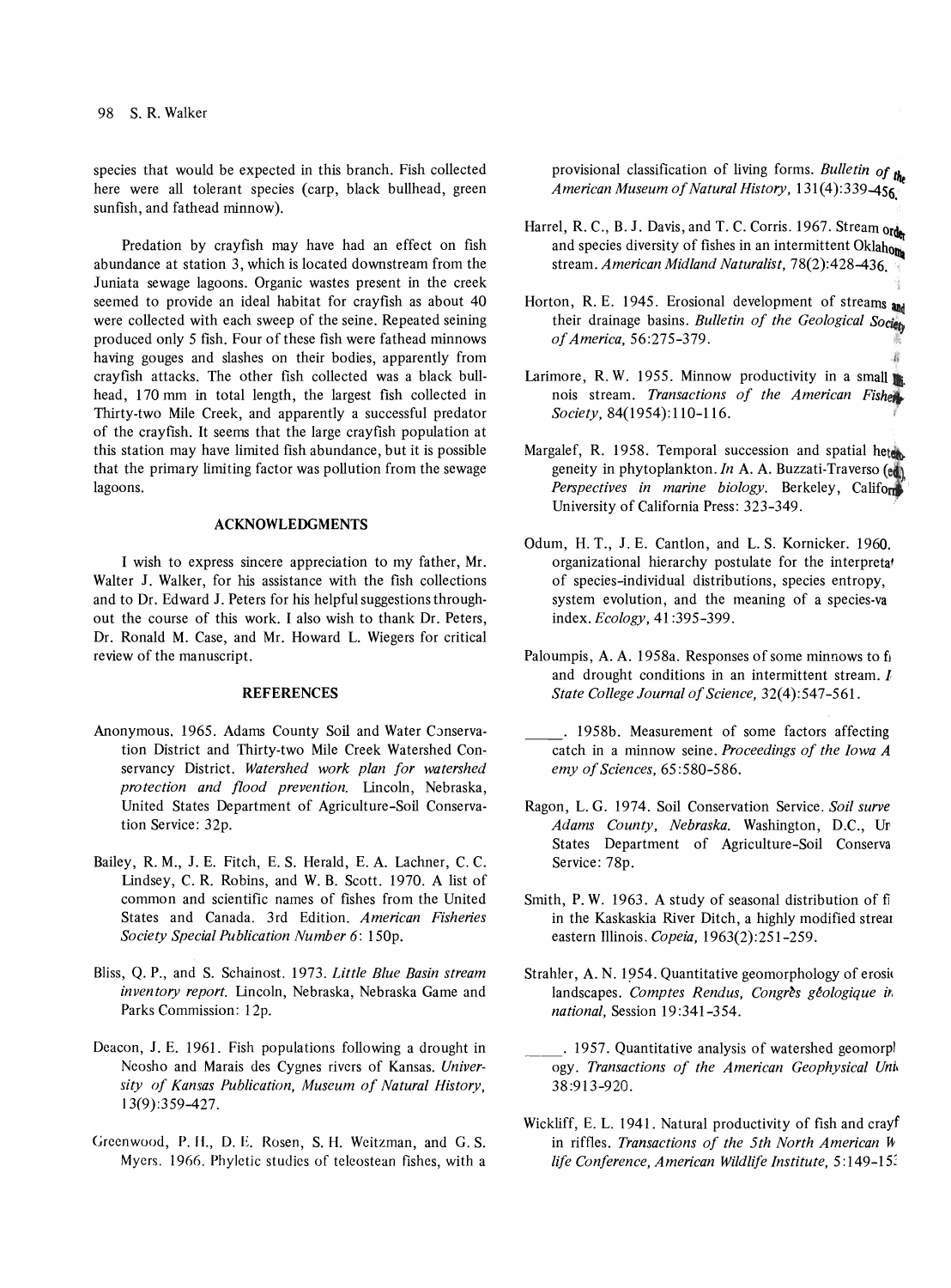species that would be expected in this branch. Fish collected here were all tolerant species (carp, black bullhead, green sunfish, and fathead minnow).

Predation by crayfish may have had an effect on fish abundance at station 3, which is located downstream from the Juniata sewage lagoons. Organic wastes present in the creek seemed to provide an ideal habitat for crayfish as about 40 were collected with each sweep of the seine. Repeated seining produced only 5 fish. Four of these fish were fathead minnows having gouges and slashes on their bodies, apparently from crayfish attacks. The other fish collected was a black bullhead, 170 mm in total length, the largest fish collected in Thirty-two Mile Creek, and apparently a successful predator of the crayfish. It seems that the large crayfish population at this station may have limited fish abundance, but it is possible that the primary limiting factor was pollution from the sewage lagoons.

## ACKNOWLEDGMENTS

I wish to express sincere appreciation to my father, Mr. Walter J. Walker, for his assistance with the fish collections and to Dr. Edward J. Peters for his helpful suggestions throughout the course of this work. I also wish to thank Dr. Peters, Dr. Ronald M. Case, and Mr. Howard L. Wiegers for critical review of the manuscript.

## REFERENCES

Anonymous. 1965. Adams County Soil and Water Conservation District and Thirty-two Mile Creek Watershed Conservancy District. *Watershed work plan for watershed protection and flood prevention.* Lincoln, Nebraska, United States Department of Agriculture-Soil Conservation Service: 32p.

Bailey, R. M., J. E. Fitch, E. S. Herald, E. A. Lachner, C. C. Lindsey, C. R. Robins, and W. B. Scott. 1970. A list of common and scientific names of fishes from the United States and Canada. 3rd Edition. *American Fisheries Society Special Publication Number 6*: 150p.

Bliss, Q. P., and S. Schainost. 1973. *Little Blue Basin stream inventory report.* Lincoln, Nebraska, Nebraska Game and Parks Commission: 12p.

Deacon, J. E. 1961. Fish populations following a drought in Neosho and Marais des Cygnes rivers of Kansas. *University of Kansas Publication, Museum of Natural History,* 13(9):359–427.

Greenwood, P. H., D. E. Rosen, S. H. Weitzman, and G. S. Myers. 1966. Phyletic studies of teleostean fishes, with a provisional classification of living forms. *Bulletin of the American Museum of Natural History,* 131(4):339–456.

Harrel, R. C., B. J. Davis, and T. C. Corris. 1967. Stream order and species diversity of fishes in an intermittent Oklahoma stream. *American Midland Naturalist,* 78(2):428–436.

Horton, R. E. 1945. Erosional development of streams and their drainage basins. *Bulletin of the Geological Society of America,* 56:275–379.

Larimore, R. W. 1955. Minnow productivity in a small Illinois stream. *Transactions of the American Fisheries Society,* 84(1954):110–116.

Margalef, R. 1958. Temporal succession and spatial heterogeneity in phytoplankton. *In* A. A. Buzzati-Traverso (ed.), *Perspectives in marine biology.* Berkeley, California, University of California Press: 323–349.

Odum, H. T., J. E. Cantlon, and L. S. Kornicker. 1960. organizational hierarchy postulate for the interpreta of species-individual distributions, species entropy, system evolution, and the meaning of a species-va index. *Ecology,* 41:395–399.

Paloumpis, A. A. 1958a. Responses of some minnows to fl and drought conditions in an intermittent stream. *I State College Journal of Science,* 32(4):547–561.

_____. 1958b. Measurement of some factors affecting catch in a minnow seine. *Proceedings of the Iowa A emy of Sciences,* 65:580–586.

Ragon, L. G. 1974. Soil Conservation Service. *Soil surve Adams County, Nebraska.* Washington, D.C., Un States Department of Agriculture-Soil Conserva Service: 78p.

Smith, P. W. 1963. A study of seasonal distribution of fi in the Kaskaskia River Ditch, a highly modified strea eastern Illinois. *Copeia,* 1963(2):251–259.

Strahler, A. N. 1954. Quantitative geomorphology of erosi landscapes. *Comptes Rendus, Congrès géologique in national,* Session 19:341–354.

_____. 1957. Quantitative analysis of watershed geomorph ogy. *Transactions of the American Geophysical Uni* 38:913–920.

Wickliff, E. L. 1941. Natural productivity of fish and crayf in riffles. *Transactions of the 5th North American W life Conference, American Wildlife Institute,* 5:149–15